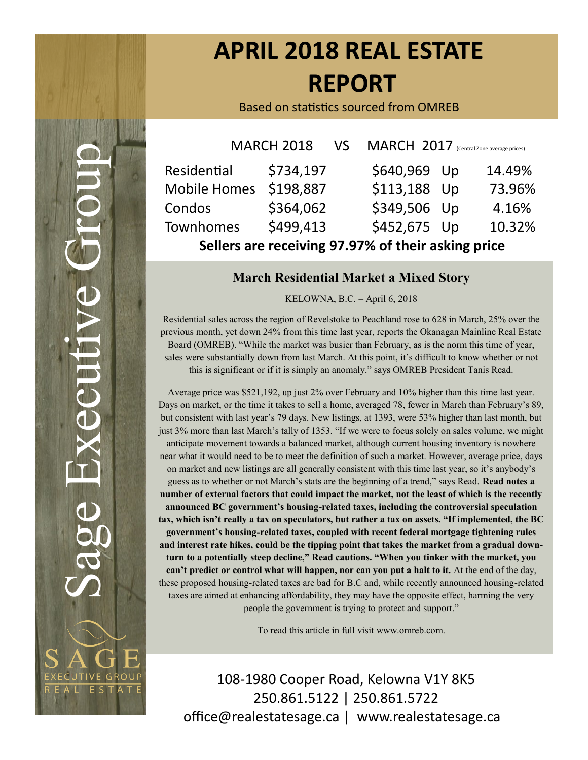Sage Executive Group

# APRIL 2018 REAL ESTATE REPORT

Based on statistics sourced from OMREB

| | MARCH 2018 | VS MARCH 2017 (Central Zone average prices) | | |
|---|---|---|---|---|
| Residential | $734,197 | $640,969 | Up | 14.49% |
| Mobile Homes | $198,887 | $113,188 | Up | 73.96% |
| Condos | $364,062 | $349,506 | Up | 4.16% |
| Townhomes | $499,413 | $452,675 | Up | 10.32% |

**Sellers are receiving 97.97% of their asking price**

## March Residential Market a Mixed Story

KELOWNA, B.C. – April 6, 2018

Residential sales across the region of Revelstoke to Peachland rose to 628 in March, 25% over the previous month, yet down 24% from this time last year, reports the Okanagan Mainline Real Estate Board (OMREB). "While the market was busier than February, as is the norm this time of year, sales were substantially down from last March. At this point, it's difficult to know whether or not this is significant or if it is simply an anomaly." says OMREB President Tanis Read.

Average price was $521,192, up just 2% over February and 10% higher than this time last year. Days on market, or the time it takes to sell a home, averaged 78, fewer in March than February's 89, but consistent with last year's 79 days. New listings, at 1393, were 53% higher than last month, but just 3% more than last March's tally of 1353. "If we were to focus solely on sales volume, we might anticipate movement towards a balanced market, although current housing inventory is nowhere near what it would need to be to meet the definition of such a market. However, average price, days on market and new listings are all generally consistent with this time last year, so it's anybody's guess as to whether or not March's stats are the beginning of a trend," says Read. **Read notes a number of external factors that could impact the market, not the least of which is the recently announced BC government's housing-related taxes, including the controversial speculation tax, which isn't really a tax on speculators, but rather a tax on assets. "If implemented, the BC government's housing-related taxes, coupled with recent federal mortgage tightening rules and interest rate hikes, could be the tipping point that takes the market from a gradual down-turn to a potentially steep decline," Read cautions. "When you tinker with the market, you can't predict or control what will happen, nor can you put a halt to it.** At the end of the day, these proposed housing-related taxes are bad for B.C and, while recently announced housing-related taxes are aimed at enhancing affordability, they may have the opposite effect, harming the very people the government is trying to protect and support."

To read this article in full visit www.omreb.com.

SAGE EXECUTIVE GROUP REAL ESTATE

108-1980 Cooper Road, Kelowna V1Y 8K5
250.861.5122 | 250.861.5722
office@realestatesage.ca | www.realestatesage.ca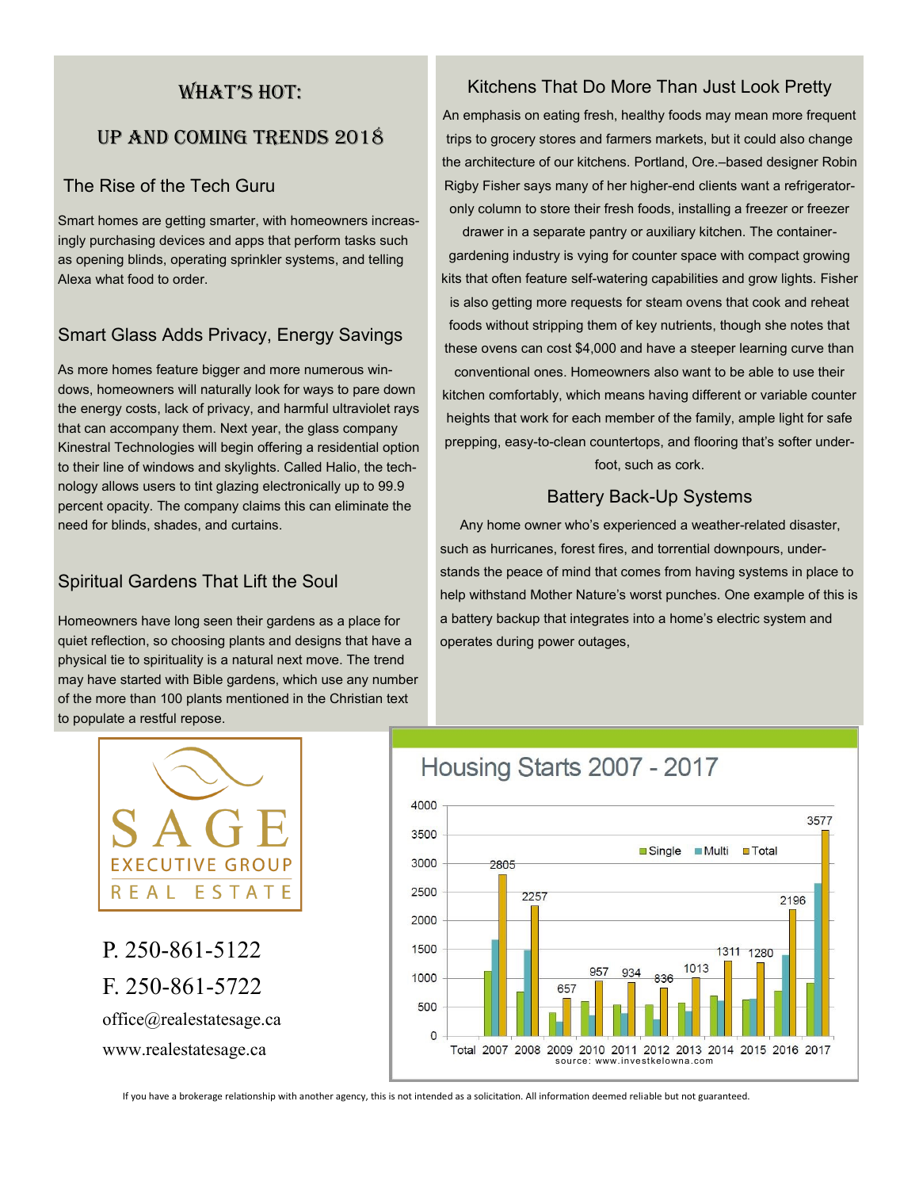# WHAT'S HOT:

## UP AND COMING TRENDS 2018

### The Rise of the Tech Guru

Smart homes are getting smarter, with homeowners increasingly purchasing devices and apps that perform tasks such as opening blinds, operating sprinkler systems, and telling Alexa what food to order.

### Smart Glass Adds Privacy, Energy Savings

As more homes feature bigger and more numerous windows, homeowners will naturally look for ways to pare down the energy costs, lack of privacy, and harmful ultraviolet rays that can accompany them. Next year, the glass company Kinestral Technologies will begin offering a residential option to their line of windows and skylights. Called Halio, the technology allows users to tint glazing electronically up to 99.9 percent opacity. The company claims this can eliminate the need for blinds, shades, and curtains.

### Spiritual Gardens That Lift the Soul

Homeowners have long seen their gardens as a place for quiet reflection, so choosing plants and designs that have a physical tie to spirituality is a natural next move. The trend may have started with Bible gardens, which use any number of the more than 100 plants mentioned in the Christian text to populate a restful repose.

### Kitchens That Do More Than Just Look Pretty

An emphasis on eating fresh, healthy foods may mean more frequent trips to grocery stores and farmers markets, but it could also change the architecture of our kitchens. Portland, Ore.–based designer Robin Rigby Fisher says many of her higher-end clients want a refrigerator-only column to store their fresh foods, installing a freezer or freezer drawer in a separate pantry or auxiliary kitchen. The container-gardening industry is vying for counter space with compact growing kits that often feature self-watering capabilities and grow lights. Fisher is also getting more requests for steam ovens that cook and reheat foods without stripping them of key nutrients, though she notes that these ovens can cost $4,000 and have a steeper learning curve than conventional ones. Homeowners also want to be able to use their kitchen comfortably, which means having different or variable counter heights that work for each member of the family, ample light for safe prepping, easy-to-clean countertops, and flooring that's softer underfoot, such as cork.

### Battery Back-Up Systems

Any home owner who's experienced a weather-related disaster, such as hurricanes, forest fires, and torrential downpours, understands the peace of mind that comes from having systems in place to help withstand Mother Nature's worst punches. One example of this is a battery backup that integrates into a home's electric system and operates during power outages,

SAGE EXECUTIVE GROUP REAL ESTATE

P. 250-861-5122
F. 250-861-5722
office@realestatesage.ca
www.realestatesage.ca

## Housing Starts 2007 - 2017

| Year | Total |
|---|---|
| 2007 | 2805 |
| 2008 | 2257 |
| 2009 | 657 |
| 2010 | 957 |
| 2011 | 934 |
| 2012 | 836 |
| 2013 | 1013 |
| 2014 | 1311 |
| 2015 | 1280 |
| 2016 | 2196 |
| 2017 | 3577 |

source: www.investkelowna.com

If you have a brokerage relationship with another agency, this is not intended as a solicitation. All information deemed reliable but not guaranteed.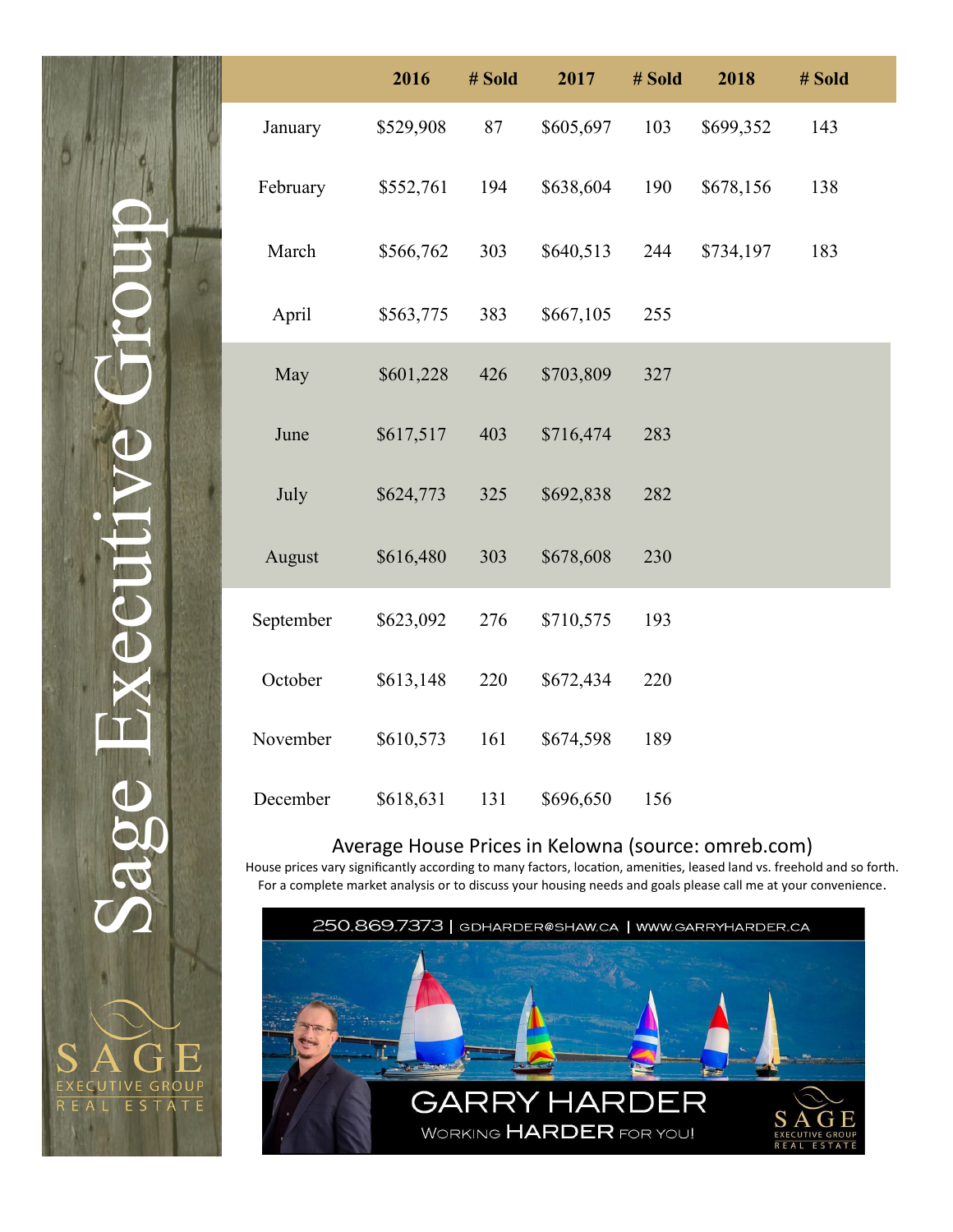# Sage Executive Group

| | 2016 | # Sold | 2017 | # Sold | 2018 | # Sold |
|---|---|---|---|---|---|---|
| January | $529,908 | 87 | $605,697 | 103 | $699,352 | 143 |
| February | $552,761 | 194 | $638,604 | 190 | $678,156 | 138 |
| March | $566,762 | 303 | $640,513 | 244 | $734,197 | 183 |
| April | $563,775 | 383 | $667,105 | 255 | | |
| May | $601,228 | 426 | $703,809 | 327 | | |
| June | $617,517 | 403 | $716,474 | 283 | | |
| July | $624,773 | 325 | $692,838 | 282 | | |
| August | $616,480 | 303 | $678,608 | 230 | | |
| September | $623,092 | 276 | $710,575 | 193 | | |
| October | $613,148 | 220 | $672,434 | 220 | | |
| November | $610,573 | 161 | $674,598 | 189 | | |
| December | $618,631 | 131 | $696,650 | 156 | | |

Average House Prices in Kelowna (source: omreb.com)

House prices vary significantly according to many factors, location, amenities, leased land vs. freehold and so forth. For a complete market analysis or to discuss your housing needs and goals please call me at your convenience.

250.869.7373 | GDHARDER@SHAW.CA | WWW.GARRYHARDER.CA

GARRY HARDER

WORKING HARDER FOR YOU!

SAGE EXECUTIVE GROUP REAL ESTATE